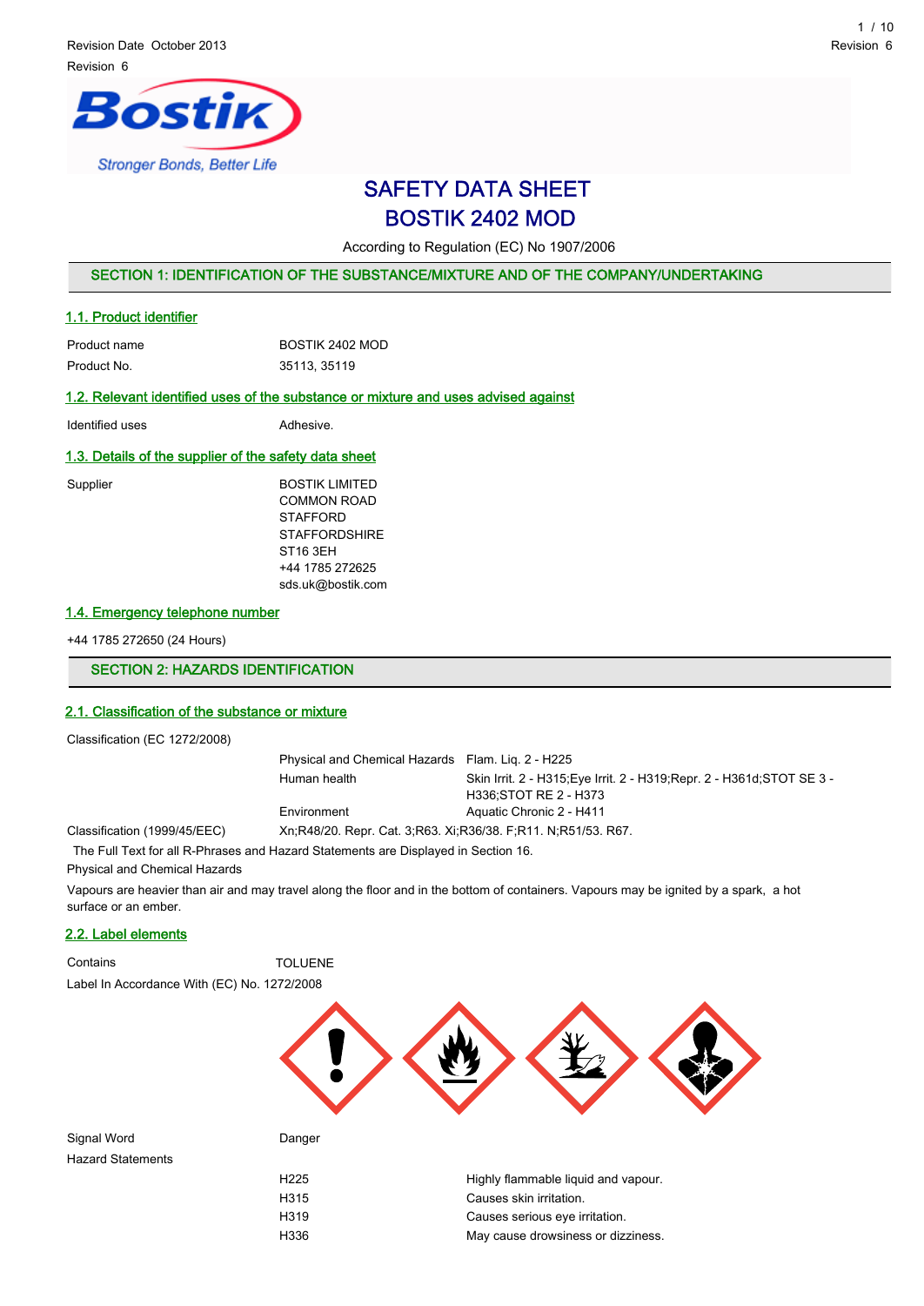Revision Date October 2013

Revision 6

# SAFETY DATA SHEET
# BOSTIK 2402 MOD

According to Regulation (EC) No 1907/2006

## SECTION 1: IDENTIFICATION OF THE SUBSTANCE/MIXTURE AND OF THE COMPANY/UNDERTAKING

### 1.1. Product identifier

| | |
|---|---|
| Product name | BOSTIK 2402 MOD |
| Product No. | 35113, 35119 |

### 1.2. Relevant identified uses of the substance or mixture and uses advised against

| | |
|---|---|
| Identified uses | Adhesive. |

### 1.3. Details of the supplier of the safety data sheet

Supplier

BOSTIK LIMITED
COMMON ROAD
STAFFORD
STAFFORDSHIRE
ST16 3EH
+44 1785 272625
sds.uk@bostik.com

### 1.4. Emergency telephone number

+44 1785 272650 (24 Hours)

## SECTION 2: HAZARDS IDENTIFICATION

### 2.1. Classification of the substance or mixture

Classification (EC 1272/2008)

| | |
|---|---|
| Physical and Chemical Hazards | Flam. Liq. 2 - H225 |
| Human health | Skin Irrit. 2 - H315;Eye Irrit. 2 - H319;Repr. 2 - H361d;STOT SE 3 - H336;STOT RE 2 - H373 |
| Environment | Aquatic Chronic 2 - H411 |

Classification (1999/45/EEC) Xn;R48/20. Repr. Cat. 3;R63. Xi;R36/38. F;R11. N;R51/53. R67.

The Full Text for all R-Phrases and Hazard Statements are Displayed in Section 16.

Physical and Chemical Hazards

Vapours are heavier than air and may travel along the floor and in the bottom of containers. Vapours may be ignited by a spark, a hot surface or an ember.

### 2.2. Label elements

Contains TOLUENE

Label In Accordance With (EC) No. 1272/2008

Signal Word Danger

Hazard Statements

| | |
|---|---|
| H225 | Highly flammable liquid and vapour. |
| H315 | Causes skin irritation. |
| H319 | Causes serious eye irritation. |
| H336 | May cause drowsiness or dizziness. |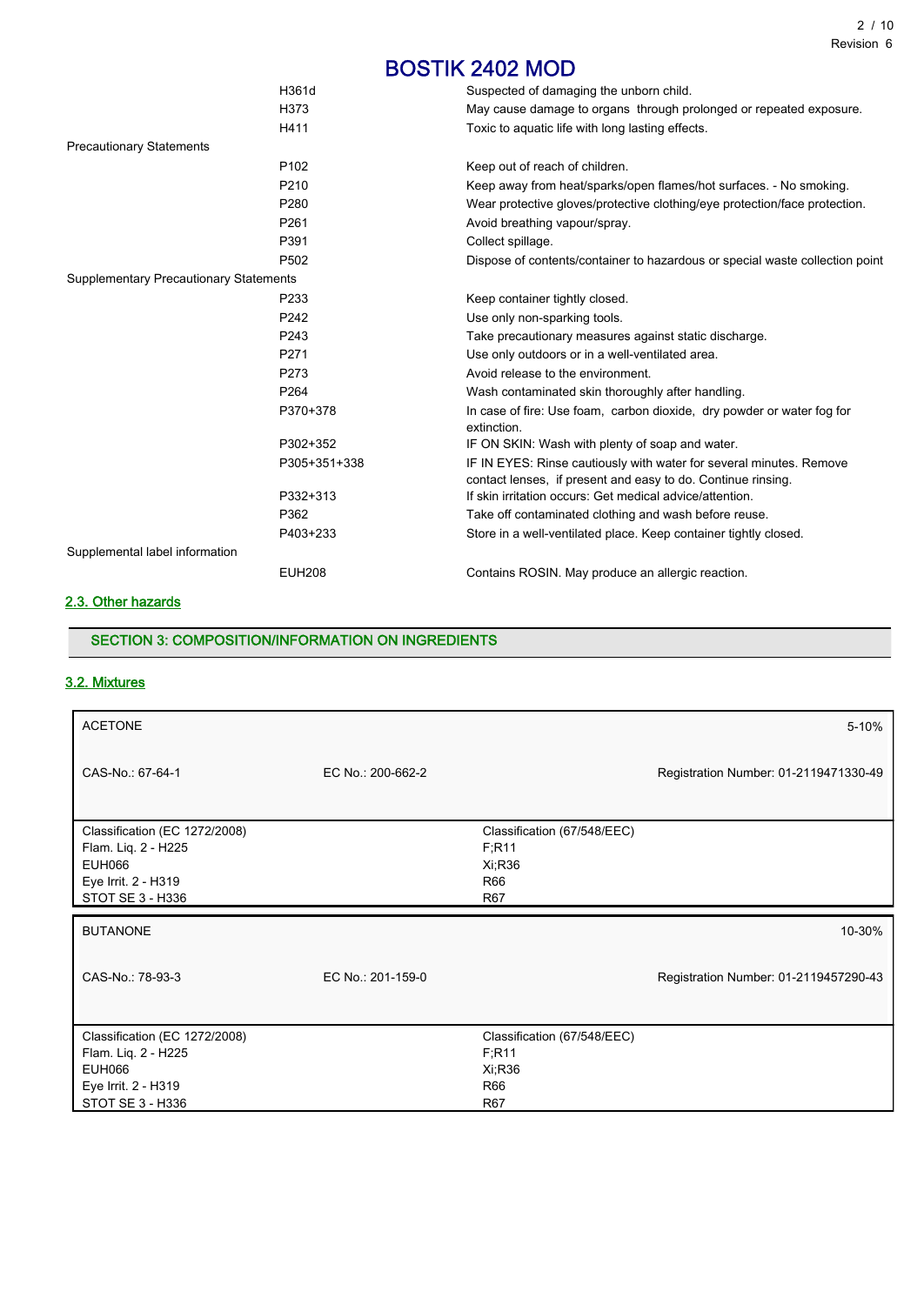| | | |
|---|---|---|
| | H361d | Suspected of damaging the unborn child. |
| | H373 | May cause damage to organs through prolonged or repeated exposure. |
| | H411 | Toxic to aquatic life with long lasting effects. |
| Precautionary Statements | | |
| | P102 | Keep out of reach of children. |
| | P210 | Keep away from heat/sparks/open flames/hot surfaces. - No smoking. |
| | P280 | Wear protective gloves/protective clothing/eye protection/face protection. |
| | P261 | Avoid breathing vapour/spray. |
| | P391 | Collect spillage. |
| | P502 | Dispose of contents/container to hazardous or special waste collection point |
| Supplementary Precautionary Statements | | |
| | P233 | Keep container tightly closed. |
| | P242 | Use only non-sparking tools. |
| | P243 | Take precautionary measures against static discharge. |
| | P271 | Use only outdoors or in a well-ventilated area. |
| | P273 | Avoid release to the environment. |
| | P264 | Wash contaminated skin thoroughly after handling. |
| | P370+378 | In case of fire: Use foam, carbon dioxide, dry powder or water fog for extinction. |
| | P302+352 | IF ON SKIN: Wash with plenty of soap and water. |
| | P305+351+338 | IF IN EYES: Rinse cautiously with water for several minutes. Remove contact lenses, if present and easy to do. Continue rinsing. |
| | P332+313 | If skin irritation occurs: Get medical advice/attention. |
| | P362 | Take off contaminated clothing and wash before reuse. |
| | P403+233 | Store in a well-ventilated place. Keep container tightly closed. |
| Supplemental label information | | |
| | EUH208 | Contains ROSIN. May produce an allergic reaction. |

### 2.3. Other hazards

## SECTION 3: COMPOSITION/INFORMATION ON INGREDIENTS

### 3.2. Mixtures

| ACETONE | | 5-10% |
|---|---|---|
| CAS-No.: 67-64-1 | EC No.: 200-662-2 | Registration Number: 01-2119471330-49 |

| Classification (EC 1272/2008) | Classification (67/548/EEC) |
|---|---|
| Flam. Liq. 2 - H225 | F;R11 |
| EUH066 | Xi;R36 |
| Eye Irrit. 2 - H319 | R66 |
| STOT SE 3 - H336 | R67 |

| BUTANONE | | 10-30% |
|---|---|---|
| CAS-No.: 78-93-3 | EC No.: 201-159-0 | Registration Number: 01-2119457290-43 |

| Classification (EC 1272/2008) | Classification (67/548/EEC) |
|---|---|
| Flam. Liq. 2 - H225 | F;R11 |
| EUH066 | Xi;R36 |
| Eye Irrit. 2 - H319 | R66 |
| STOT SE 3 - H336 | R67 |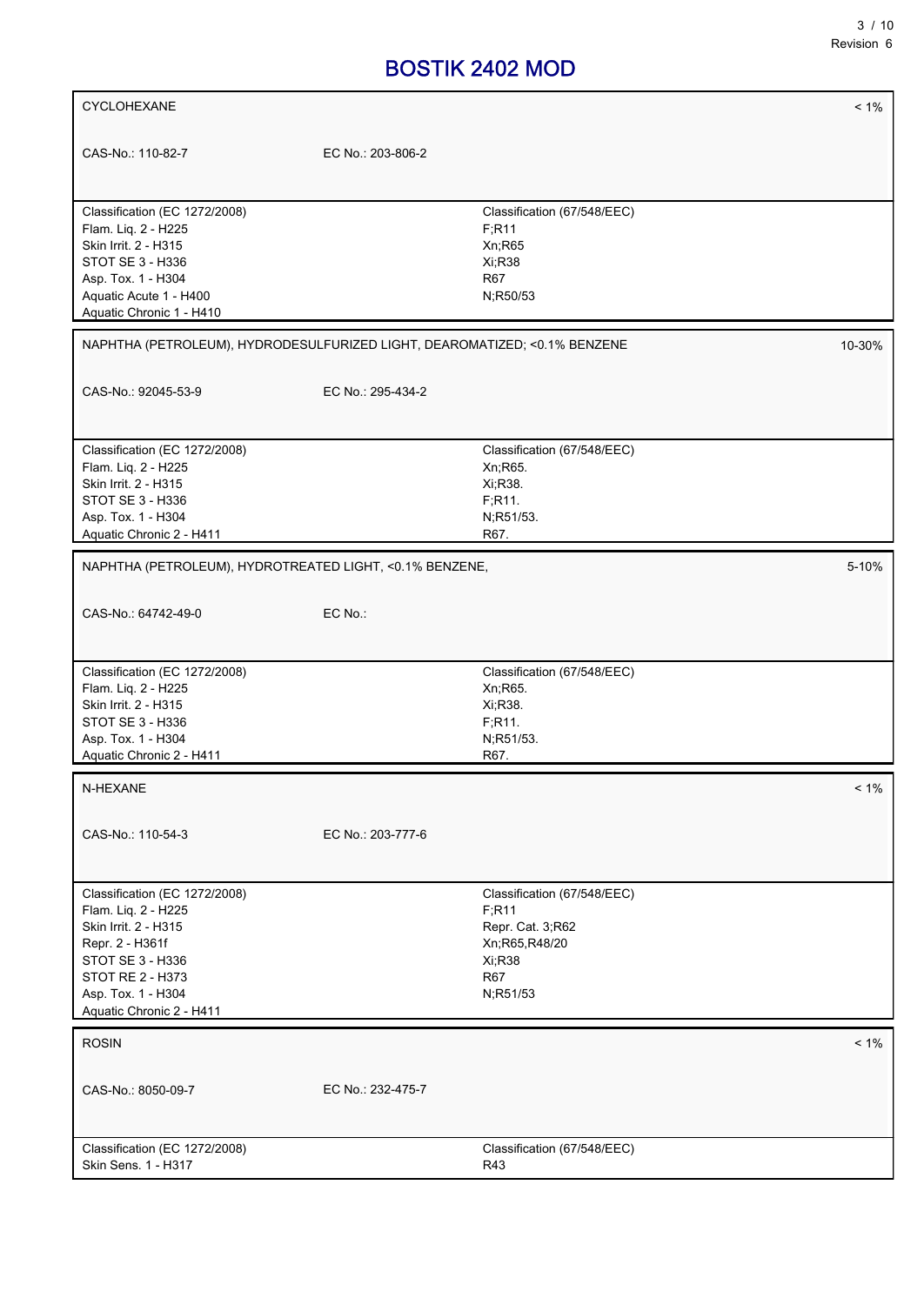# BOSTIK 2402 MOD

| CYCLOHEXANE | | < 1% |
|---|---|---|
| CAS-No.: 110-82-7 | EC No.: 203-806-2 | |
| Classification (EC 1272/2008)<br>Flam. Liq. 2 - H225<br>Skin Irrit. 2 - H315<br>STOT SE 3 - H336<br>Asp. Tox. 1 - H304<br>Aquatic Acute 1 - H400<br>Aquatic Chronic 1 - H410 | Classification (67/548/EEC)<br>F;R11<br>Xn;R65<br>Xi;R38<br>R67<br>N;R50/53 | |

| NAPHTHA (PETROLEUM), HYDRODESULFURIZED LIGHT, DEAROMATIZED; <0.1% BENZENE | | 10-30% |
|---|---|---|
| CAS-No.: 92045-53-9 | EC No.: 295-434-2 | |
| Classification (EC 1272/2008)<br>Flam. Liq. 2 - H225<br>Skin Irrit. 2 - H315<br>STOT SE 3 - H336<br>Asp. Tox. 1 - H304<br>Aquatic Chronic 2 - H411 | Classification (67/548/EEC)<br>Xn;R65.<br>Xi;R38.<br>F;R11.<br>N;R51/53.<br>R67. | |

| NAPHTHA (PETROLEUM), HYDROTREATED LIGHT, <0.1% BENZENE, | | 5-10% |
|---|---|---|
| CAS-No.: 64742-49-0 | EC No.: | |
| Classification (EC 1272/2008)<br>Flam. Liq. 2 - H225<br>Skin Irrit. 2 - H315<br>STOT SE 3 - H336<br>Asp. Tox. 1 - H304<br>Aquatic Chronic 2 - H411 | Classification (67/548/EEC)<br>Xn;R65.<br>Xi;R38.<br>F;R11.<br>N;R51/53.<br>R67. | |

| N-HEXANE | | < 1% |
|---|---|---|
| CAS-No.: 110-54-3 | EC No.: 203-777-6 | |
| Classification (EC 1272/2008)<br>Flam. Liq. 2 - H225<br>Skin Irrit. 2 - H315<br>Repr. 2 - H361f<br>STOT SE 3 - H336<br>STOT RE 2 - H373<br>Asp. Tox. 1 - H304<br>Aquatic Chronic 2 - H411 | Classification (67/548/EEC)<br>F;R11<br>Repr. Cat. 3;R62<br>Xn;R65,R48/20<br>Xi;R38<br>R67<br>N;R51/53 | |

| ROSIN | | < 1% |
|---|---|---|
| CAS-No.: 8050-09-7 | EC No.: 232-475-7 | |
| Classification (EC 1272/2008)<br>Skin Sens. 1 - H317 | Classification (67/548/EEC)<br>R43 | |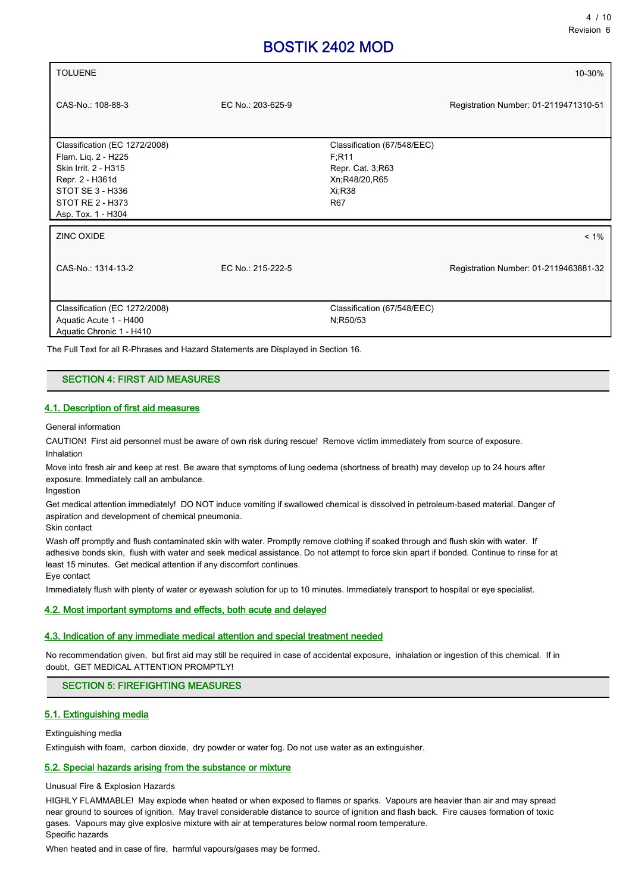| TOLUENE | | 10-30% |
|---|---|---|
| CAS-No.: 108-88-3 | EC No.: 203-625-9 | Registration Number: 01-2119471310-51 |
| Classification (EC 1272/2008)<br>Flam. Liq. 2 - H225<br>Skin Irrit. 2 - H315<br>Repr. 2 - H361d<br>STOT SE 3 - H336<br>STOT RE 2 - H373<br>Asp. Tox. 1 - H304 | Classification (67/548/EEC)<br>F;R11<br>Repr. Cat. 3;R63<br>Xn;R48/20,R65<br>Xi;R38<br>R67 | |

| ZINC OXIDE | | < 1% |
|---|---|---|
| CAS-No.: 1314-13-2 | EC No.: 215-222-5 | Registration Number: 01-2119463881-32 |
| Classification (EC 1272/2008)<br>Aquatic Acute 1 - H400<br>Aquatic Chronic 1 - H410 | Classification (67/548/EEC)<br>N;R50/53 | |

The Full Text for all R-Phrases and Hazard Statements are Displayed in Section 16.

## SECTION 4: FIRST AID MEASURES

### 4.1. Description of first aid measures

General information

CAUTION! First aid personnel must be aware of own risk during rescue! Remove victim immediately from source of exposure.

Inhalation

Move into fresh air and keep at rest. Be aware that symptoms of lung oedema (shortness of breath) may develop up to 24 hours after exposure. Immediately call an ambulance.

Ingestion

Get medical attention immediately! DO NOT induce vomiting if swallowed chemical is dissolved in petroleum-based material. Danger of aspiration and development of chemical pneumonia.

Skin contact

Wash off promptly and flush contaminated skin with water. Promptly remove clothing if soaked through and flush skin with water. If adhesive bonds skin, flush with water and seek medical assistance. Do not attempt to force skin apart if bonded. Continue to rinse for at least 15 minutes. Get medical attention if any discomfort continues.

Eye contact

Immediately flush with plenty of water or eyewash solution for up to 10 minutes. Immediately transport to hospital or eye specialist.

### 4.2. Most important symptoms and effects, both acute and delayed

### 4.3. Indication of any immediate medical attention and special treatment needed

No recommendation given, but first aid may still be required in case of accidental exposure, inhalation or ingestion of this chemical. If in doubt, GET MEDICAL ATTENTION PROMPTLY!

## SECTION 5: FIREFIGHTING MEASURES

### 5.1. Extinguishing media

Extinguishing media

Extinguish with foam, carbon dioxide, dry powder or water fog. Do not use water as an extinguisher.

### 5.2. Special hazards arising from the substance or mixture

Unusual Fire & Explosion Hazards

HIGHLY FLAMMABLE! May explode when heated or when exposed to flames or sparks. Vapours are heavier than air and may spread near ground to sources of ignition. May travel considerable distance to source of ignition and flash back. Fire causes formation of toxic gases. Vapours may give explosive mixture with air at temperatures below normal room temperature.

Specific hazards

When heated and in case of fire, harmful vapours/gases may be formed.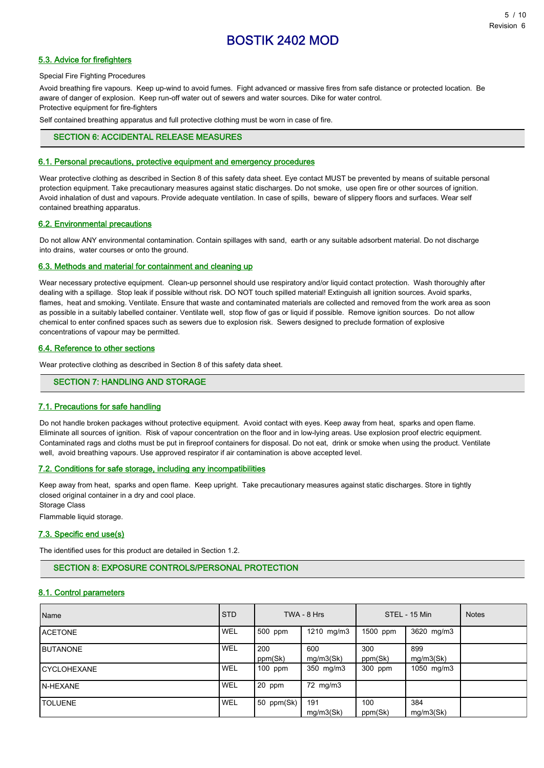### 5.3. Advice for firefighters

Special Fire Fighting Procedures

Avoid breathing fire vapours. Keep up-wind to avoid fumes. Fight advanced or massive fires from safe distance or protected location. Be aware of danger of explosion. Keep run-off water out of sewers and water sources. Dike for water control.

Protective equipment for fire-fighters

Self contained breathing apparatus and full protective clothing must be worn in case of fire.

## SECTION 6: ACCIDENTAL RELEASE MEASURES

### 6.1. Personal precautions, protective equipment and emergency procedures

Wear protective clothing as described in Section 8 of this safety data sheet. Eye contact MUST be prevented by means of suitable personal protection equipment. Take precautionary measures against static discharges. Do not smoke, use open fire or other sources of ignition. Avoid inhalation of dust and vapours. Provide adequate ventilation. In case of spills, beware of slippery floors and surfaces. Wear self contained breathing apparatus.

### 6.2. Environmental precautions

Do not allow ANY environmental contamination. Contain spillages with sand, earth or any suitable adsorbent material. Do not discharge into drains, water courses or onto the ground.

### 6.3. Methods and material for containment and cleaning up

Wear necessary protective equipment. Clean-up personnel should use respiratory and/or liquid contact protection. Wash thoroughly after dealing with a spillage. Stop leak if possible without risk. DO NOT touch spilled material! Extinguish all ignition sources. Avoid sparks, flames, heat and smoking. Ventilate. Ensure that waste and contaminated materials are collected and removed from the work area as soon as possible in a suitably labelled container. Ventilate well, stop flow of gas or liquid if possible. Remove ignition sources. Do not allow chemical to enter confined spaces such as sewers due to explosion risk. Sewers designed to preclude formation of explosive concentrations of vapour may be permitted.

### 6.4. Reference to other sections

Wear protective clothing as described in Section 8 of this safety data sheet.

## SECTION 7: HANDLING AND STORAGE

### 7.1. Precautions for safe handling

Do not handle broken packages without protective equipment. Avoid contact with eyes. Keep away from heat, sparks and open flame. Eliminate all sources of ignition. Risk of vapour concentration on the floor and in low-lying areas. Use explosion proof electric equipment. Contaminated rags and cloths must be put in fireproof containers for disposal. Do not eat, drink or smoke when using the product. Ventilate well, avoid breathing vapours. Use approved respirator if air contamination is above accepted level.

### 7.2. Conditions for safe storage, including any incompatibilities

Keep away from heat, sparks and open flame. Keep upright. Take precautionary measures against static discharges. Store in tightly closed original container in a dry and cool place.

Storage Class

Flammable liquid storage.

### 7.3. Specific end use(s)

The identified uses for this product are detailed in Section 1.2.

## SECTION 8: EXPOSURE CONTROLS/PERSONAL PROTECTION

### 8.1. Control parameters

| Name | STD | TWA - 8 Hrs | | STEL - 15 Min | | Notes |
|---|---|---|---|---|---|---|
| ACETONE | WEL | 500 ppm | 1210 mg/m3 | 1500 ppm | 3620 mg/m3 | |
| BUTANONE | WEL | 200 ppm(Sk) | 600 mg/m3(Sk) | 300 ppm(Sk) | 899 mg/m3(Sk) | |
| CYCLOHEXANE | WEL | 100 ppm | 350 mg/m3 | 300 ppm | 1050 mg/m3 | |
| N-HEXANE | WEL | 20 ppm | 72 mg/m3 | | | |
| TOLUENE | WEL | 50 ppm(Sk) | 191 mg/m3(Sk) | 100 ppm(Sk) | 384 mg/m3(Sk) | |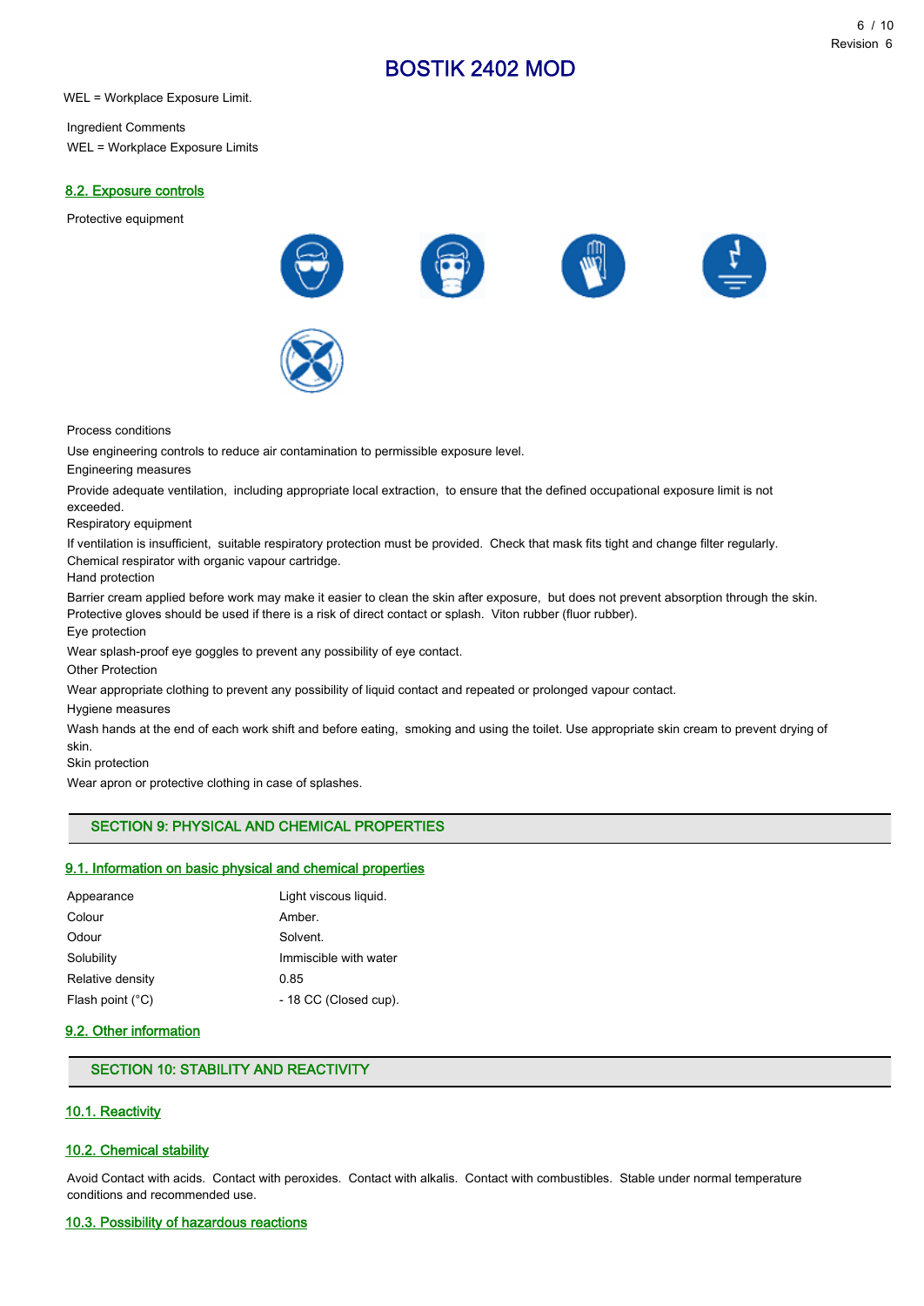WEL = Workplace Exposure Limit.

Ingredient Comments
WEL = Workplace Exposure Limits

## 8.2. Exposure controls

Protective equipment

Process conditions

Use engineering controls to reduce air contamination to permissible exposure level.

Engineering measures

Provide adequate ventilation, including appropriate local extraction, to ensure that the defined occupational exposure limit is not exceeded.

Respiratory equipment

If ventilation is insufficient, suitable respiratory protection must be provided. Check that mask fits tight and change filter regularly. Chemical respirator with organic vapour cartridge.

Hand protection

Barrier cream applied before work may make it easier to clean the skin after exposure, but does not prevent absorption through the skin. Protective gloves should be used if there is a risk of direct contact or splash. Viton rubber (fluor rubber).

Eye protection

Wear splash-proof eye goggles to prevent any possibility of eye contact.

Other Protection

Wear appropriate clothing to prevent any possibility of liquid contact and repeated or prolonged vapour contact.

Hygiene measures

Wash hands at the end of each work shift and before eating, smoking and using the toilet. Use appropriate skin cream to prevent drying of skin.

Skin protection

Wear apron or protective clothing in case of splashes.

# SECTION 9: PHYSICAL AND CHEMICAL PROPERTIES

## 9.1. Information on basic physical and chemical properties

| | |
|---|---|
| Appearance | Light viscous liquid. |
| Colour | Amber. |
| Odour | Solvent. |
| Solubility | Immiscible with water |
| Relative density | 0.85 |
| Flash point (°C) | - 18 CC (Closed cup). |

## 9.2. Other information

# SECTION 10: STABILITY AND REACTIVITY

## 10.1. Reactivity

## 10.2. Chemical stability

Avoid Contact with acids. Contact with peroxides. Contact with alkalis. Contact with combustibles. Stable under normal temperature conditions and recommended use.

## 10.3. Possibility of hazardous reactions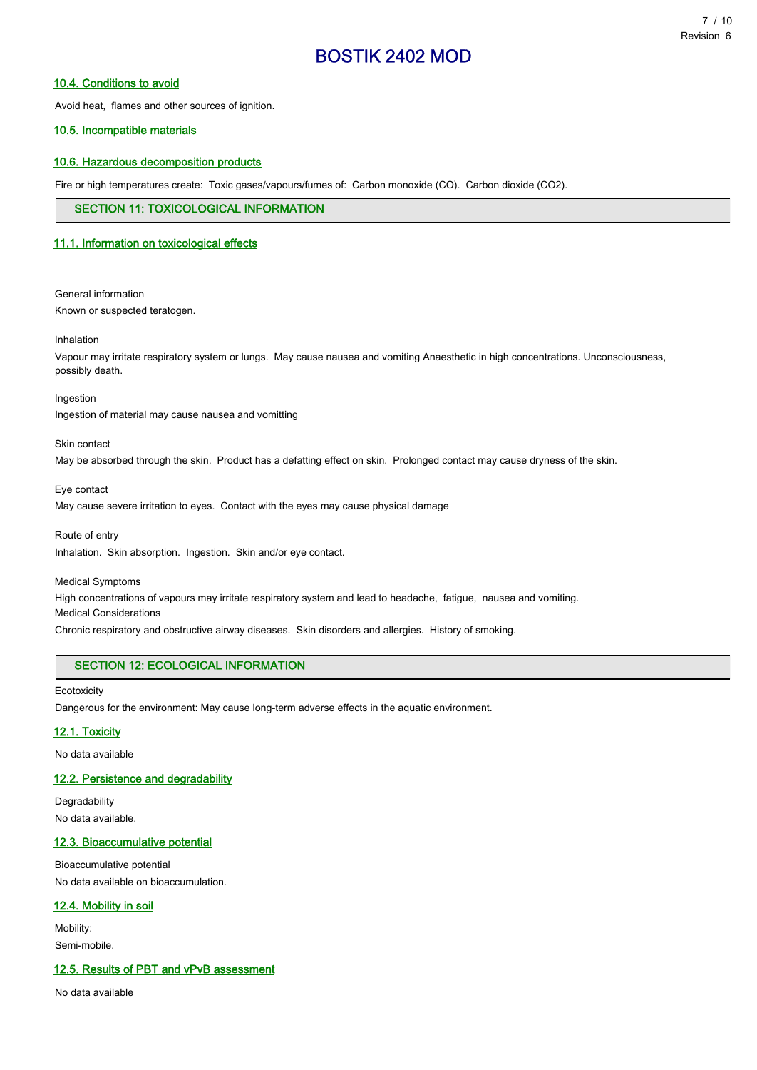### 10.4. Conditions to avoid

Avoid heat, flames and other sources of ignition.

### 10.5. Incompatible materials

### 10.6. Hazardous decomposition products

Fire or high temperatures create: Toxic gases/vapours/fumes of: Carbon monoxide (CO). Carbon dioxide ($CO_2$).

## SECTION 11: TOXICOLOGICAL INFORMATION

### 11.1. Information on toxicological effects

General information

Known or suspected teratogen.

Inhalation

Vapour may irritate respiratory system or lungs. May cause nausea and vomiting Anaesthetic in high concentrations. Unconsciousness, possibly death.

Ingestion

Ingestion of material may cause nausea and vomitting

Skin contact

May be absorbed through the skin. Product has a defatting effect on skin. Prolonged contact may cause dryness of the skin.

Eye contact

May cause severe irritation to eyes. Contact with the eyes may cause physical damage

Route of entry

Inhalation. Skin absorption. Ingestion. Skin and/or eye contact.

Medical Symptoms

High concentrations of vapours may irritate respiratory system and lead to headache, fatigue, nausea and vomiting.

Medical Considerations

Chronic respiratory and obstructive airway diseases. Skin disorders and allergies. History of smoking.

## SECTION 12: ECOLOGICAL INFORMATION

Ecotoxicity

Dangerous for the environment: May cause long-term adverse effects in the aquatic environment.

### 12.1. Toxicity

No data available

### 12.2. Persistence and degradability

Degradability

No data available.

### 12.3. Bioaccumulative potential

Bioaccumulative potential

No data available on bioaccumulation.

### 12.4. Mobility in soil

Mobility:

Semi-mobile.

### 12.5. Results of PBT and vPvB assessment

No data available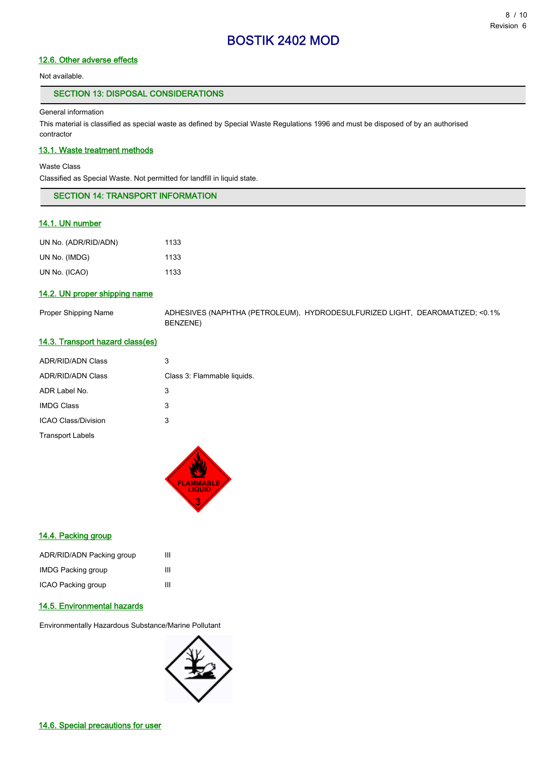### 12.6. Other adverse effects

Not available.

## SECTION 13: DISPOSAL CONSIDERATIONS

General information

This material is classified as special waste as defined by Special Waste Regulations 1996 and must be disposed of by an authorised contractor

### 13.1. Waste treatment methods

Waste Class

Classified as Special Waste. Not permitted for landfill in liquid state.

## SECTION 14: TRANSPORT INFORMATION

### 14.1. UN number

| | |
|---|---|
| UN No. (ADR/RID/ADN) | 1133 |
| UN No. (IMDG) | 1133 |
| UN No. (ICAO) | 1133 |

### 14.2. UN proper shipping name

| | |
|---|---|
| Proper Shipping Name | ADHESIVES (NAPHTHA (PETROLEUM), HYDRODESULFURIZED LIGHT, DEAROMATIZED; <0.1% BENZENE) |

### 14.3. Transport hazard class(es)

| | |
|---|---|
| ADR/RID/ADN Class | 3 |
| ADR/RID/ADN Class | Class 3: Flammable liquids. |
| ADR Label No. | 3 |
| IMDG Class | 3 |
| ICAO Class/Division | 3 |

Transport Labels

FLAMMABLE LIQUID 3

### 14.4. Packing group

| | |
|---|---|
| ADR/RID/ADN Packing group | III |
| IMDG Packing group | III |
| ICAO Packing group | III |

### 14.5. Environmental hazards

Environmentally Hazardous Substance/Marine Pollutant

### 14.6. Special precautions for user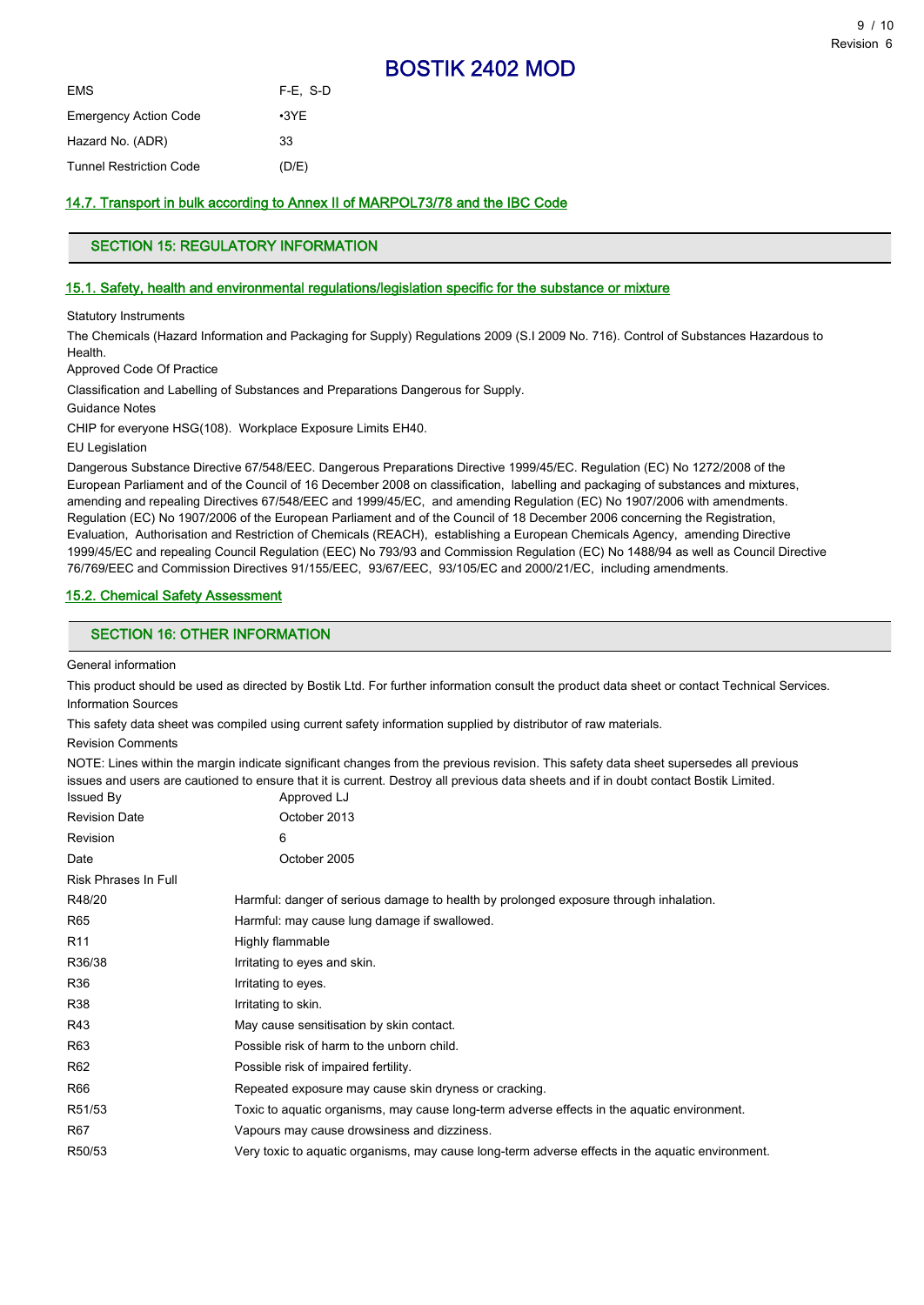| | |
|---|---|
| EMS | F-E, S-D |
| Emergency Action Code | •3YE |
| Hazard No. (ADR) | 33 |
| Tunnel Restriction Code | (D/E) |

### 14.7. Transport in bulk according to Annex II of MARPOL73/78 and the IBC Code

## SECTION 15: REGULATORY INFORMATION

### 15.1. Safety, health and environmental regulations/legislation specific for the substance or mixture

Statutory Instruments

The Chemicals (Hazard Information and Packaging for Supply) Regulations 2009 (S.I 2009 No. 716). Control of Substances Hazardous to Health.

Approved Code Of Practice

Classification and Labelling of Substances and Preparations Dangerous for Supply.

Guidance Notes

CHIP for everyone HSG(108). Workplace Exposure Limits EH40.

EU Legislation

Dangerous Substance Directive 67/548/EEC. Dangerous Preparations Directive 1999/45/EC. Regulation (EC) No 1272/2008 of the European Parliament and of the Council of 16 December 2008 on classification, labelling and packaging of substances and mixtures, amending and repealing Directives 67/548/EEC and 1999/45/EC, and amending Regulation (EC) No 1907/2006 with amendments. Regulation (EC) No 1907/2006 of the European Parliament and of the Council of 18 December 2006 concerning the Registration, Evaluation, Authorisation and Restriction of Chemicals (REACH), establishing a European Chemicals Agency, amending Directive 1999/45/EC and repealing Council Regulation (EEC) No 793/93 and Commission Regulation (EC) No 1488/94 as well as Council Directive 76/769/EEC and Commission Directives 91/155/EEC, 93/67/EEC, 93/105/EC and 2000/21/EC, including amendments.

### 15.2. Chemical Safety Assessment

## SECTION 16: OTHER INFORMATION

General information

This product should be used as directed by Bostik Ltd. For further information consult the product data sheet or contact Technical Services.

Information Sources

This safety data sheet was compiled using current safety information supplied by distributor of raw materials.

Revision Comments

NOTE: Lines within the margin indicate significant changes from the previous revision. This safety data sheet supersedes all previous issues and users are cautioned to ensure that it is current. Destroy all previous data sheets and if in doubt contact Bostik Limited.

| | |
|---|---|
| Issued By | Approved LJ |
| Revision Date | October 2013 |
| Revision | 6 |
| Date | October 2005 |

Risk Phrases In Full

| | |
|---|---|
| R48/20 | Harmful: danger of serious damage to health by prolonged exposure through inhalation. |
| R65 | Harmful: may cause lung damage if swallowed. |
| R11 | Highly flammable |
| R36/38 | Irritating to eyes and skin. |
| R36 | Irritating to eyes. |
| R38 | Irritating to skin. |
| R43 | May cause sensitisation by skin contact. |
| R63 | Possible risk of harm to the unborn child. |
| R62 | Possible risk of impaired fertility. |
| R66 | Repeated exposure may cause skin dryness or cracking. |
| R51/53 | Toxic to aquatic organisms, may cause long-term adverse effects in the aquatic environment. |
| R67 | Vapours may cause drowsiness and dizziness. |
| R50/53 | Very toxic to aquatic organisms, may cause long-term adverse effects in the aquatic environment. |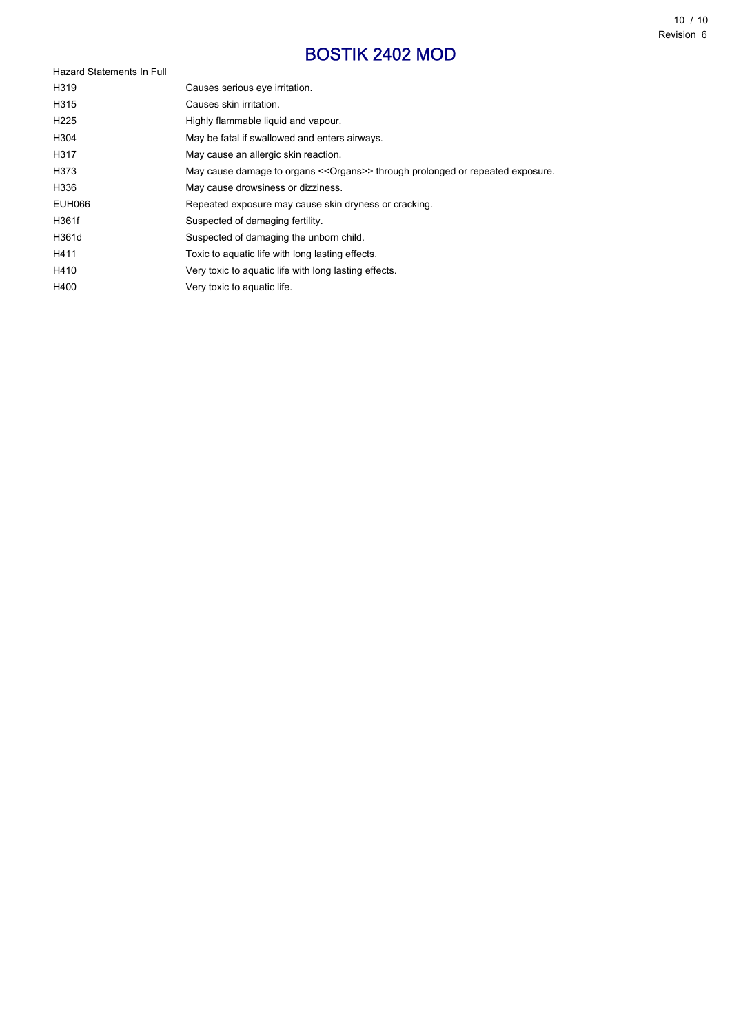# BOSTIK 2402 MOD

Hazard Statements In Full

| | |
|---|---|
| H319 | Causes serious eye irritation. |
| H315 | Causes skin irritation. |
| H225 | Highly flammable liquid and vapour. |
| H304 | May be fatal if swallowed and enters airways. |
| H317 | May cause an allergic skin reaction. |
| H373 | May cause damage to organs <<Organs>> through prolonged or repeated exposure. |
| H336 | May cause drowsiness or dizziness. |
| EUH066 | Repeated exposure may cause skin dryness or cracking. |
| H361f | Suspected of damaging fertility. |
| H361d | Suspected of damaging the unborn child. |
| H411 | Toxic to aquatic life with long lasting effects. |
| H410 | Very toxic to aquatic life with long lasting effects. |
| H400 | Very toxic to aquatic life. |